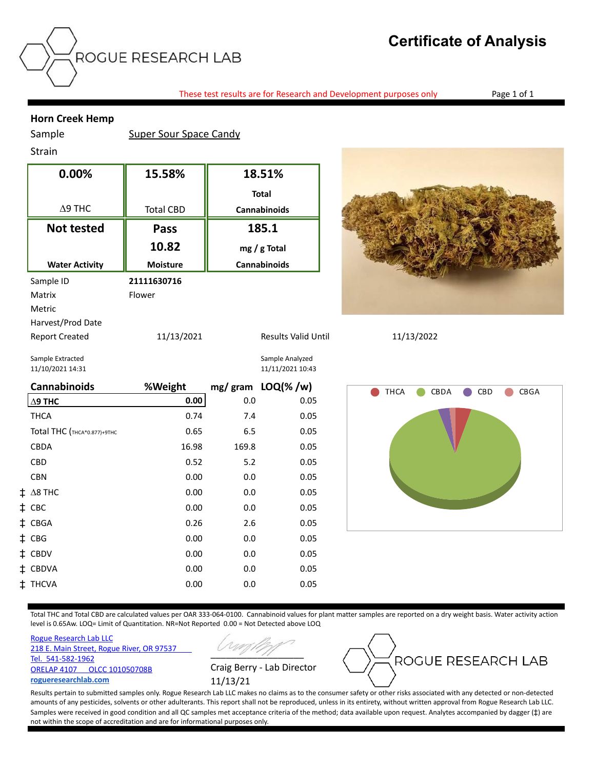# Certificate of Analysis

ROGUE RESEARCH LAB

These test results are for Research and Development purposes only

**Horn Creek Hemp**

Sample: Super Sour Space Candy

Strain

| 0.00% | 15.58% | 18.51% |
|---|---|---|
| Δ9 THC | Total CBD | **Total Cannabinoids** |
| **Not tested** | **Pass 10.82** | **185.1** |
| **Water Activity** | **Moisture** | **mg / g Total Cannabinoids** |

| | |
|---|---|
| Sample ID | **21111630716** |
| Matrix | Flower |
| Metric | |
| Harvest/Prod Date | |
| Report Created | 11/13/2021 |
| Results Valid Until | 11/13/2022 |

Sample Extracted: 11/10/2021 14:31

Sample Analyzed: 11/11/2021 10:43

| Cannabinoids | %Weight | mg/ gram | LOQ(% /w) |
|---|---|---|---|
| **Δ9 THC** | **0.00** | 0.0 | 0.05 |
| THCA | 0.74 | 7.4 | 0.05 |
| Total THC (THCA*0.877)+9THC | 0.65 | 6.5 | 0.05 |
| CBDA | 16.98 | 169.8 | 0.05 |
| CBD | 0.52 | 5.2 | 0.05 |
| CBN | 0.00 | 0.0 | 0.05 |
| ‡ Δ8 THC | 0.00 | 0.0 | 0.05 |
| ‡ CBC | 0.00 | 0.0 | 0.05 |
| ‡ CBGA | 0.26 | 2.6 | 0.05 |
| ‡ CBG | 0.00 | 0.0 | 0.05 |
| ‡ CBDV | 0.00 | 0.0 | 0.05 |
| ‡ CBDVA | 0.00 | 0.0 | 0.05 |
| ‡ THCVA | 0.00 | 0.0 | 0.05 |

Total THC and Total CBD are calculated values per OAR 333-064-0100. Cannabinoid values for plant matter samples are reported on a dry weight basis. Water activity action level is 0.65Aw. LOQ= Limit of Quantitation. NR=Not Reported 0.00 = Not Detected above LOQ

Rogue Research Lab LLC
218 E. Main Street, Rogue River, OR 97537
Tel. 541-582-1962
ORELAP 4107 OLCC 101050708B
**roguereseachlab.com**

Craig Berry - Lab Director
11/13/21

ROGUE RESEARCH LAB

Results pertain to submitted samples only. Rogue Research Lab LLC makes no claims as to the consumer safety or other risks associated with any detected or non-detected amounts of any pesticides, solvents or other adulterants. This report shall not be reproduced, unless in its entirety, without written approval from Rogue Research Lab LLC. Samples were received in good condition and all QC samples met acceptance criteria of the method; data available upon request. Analytes accompanied by dagger (‡) are not within the scope of accreditation and are for informational purposes only.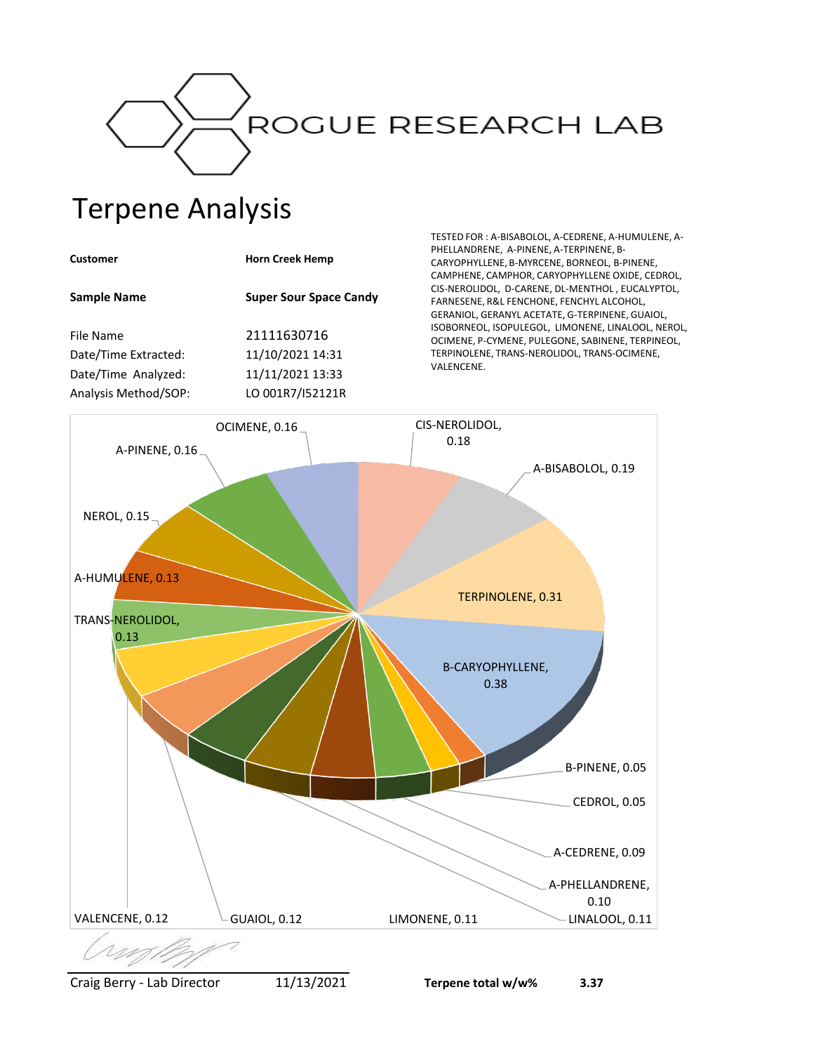ROGUE RESEARCH LAB

# Terpene Analysis

| | |
|---|---|
| **Customer** | **Horn Creek Hemp** |
| **Sample Name** | **Super Sour Space Candy** |
| File Name | 21111630716 |
| Date/Time Extracted: | 11/10/2021 14:31 |
| Date/Time Analyzed: | 11/11/2021 13:33 |
| Analysis Method/SOP: | LO 001R7/I52121R |

TESTED FOR : A-BISABOLOL, A-CEDRENE, A-HUMULENE, A-PHELLANDRENE, A-PINENE, A-TERPINENE, B-CARYOPHYLLENE, B-MYRCENE, BORNEOL, B-PINENE, CAMPHENE, CAMPHOR, CARYOPHYLLENE OXIDE, CEDROL, CIS-NEROLIDOL, D-CARENE, DL-MENTHOL , EUCALYPTOL, FARNESENE, R&L FENCHONE, FENCHYL ALCOHOL, GERANIOL, GERANYL ACETATE, G-TERPINENE, GUAIOL, ISOBORNEOL, ISOPULEGOL, LIMONENE, LINALOOL, NEROL, OCIMENE, P-CYMENE, PULEGONE, SABINENE, TERPINEOL, TERPINOLENE, TRANS-NEROLIDOL, TRANS-OCIMENE, VALENCENE.

OCIMENE, 0.16
CIS-NEROLIDOL, 0.18
A-PINENE, 0.16
A-BISABOLOL, 0.19
NEROL, 0.15
A-HUMULENE, 0.13
TERPINOLENE, 0.31
TRANS-NEROLIDOL, 0.13
B-CARYOPHYLLENE, 0.38
B-PINENE, 0.05
CEDROL, 0.05
A-CEDRENE, 0.09
A-PHELLANDRENE, 0.10
VALENCENE, 0.12
GUAIOL, 0.12
LIMONENE, 0.11
LINALOOL, 0.11

Craig Berry - Lab Director 11/13/2021

**Terpene total w/w%** **3.37**